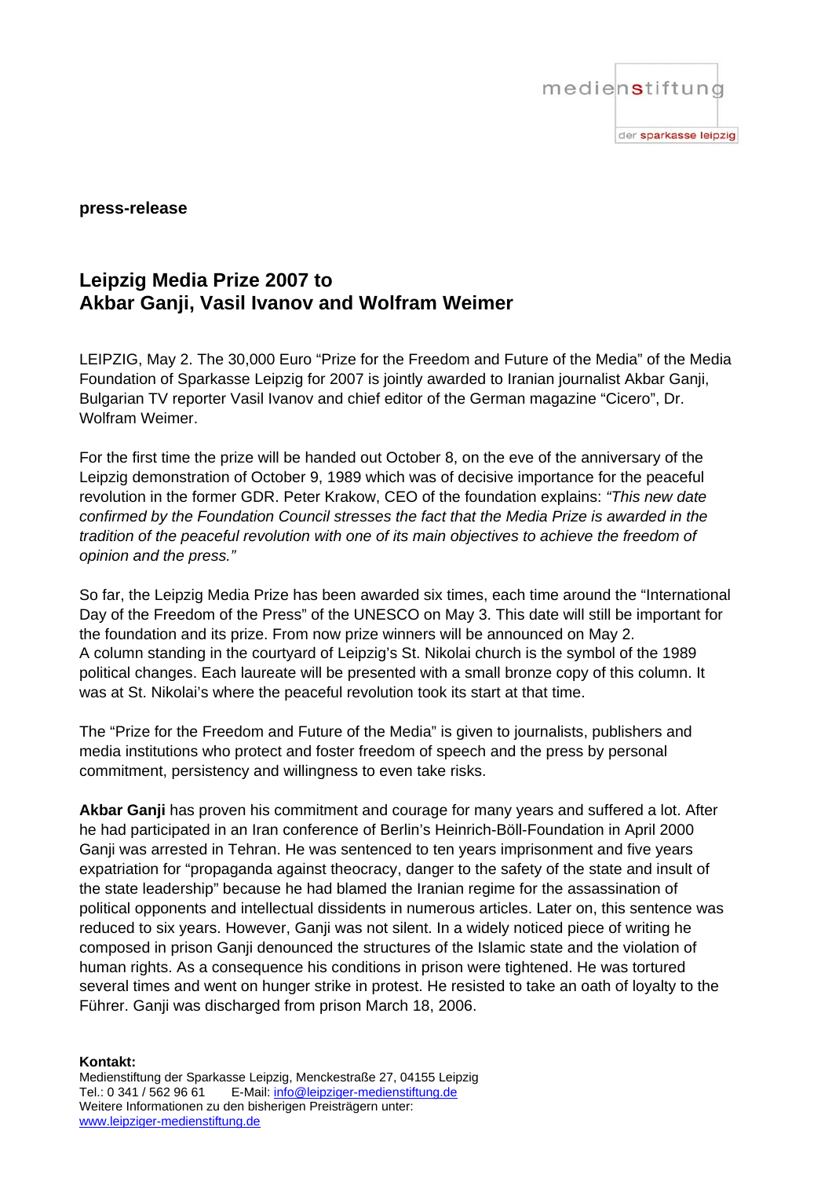medienstiftung

der sparkasse leipzig

**press-release**

## Leipzig Media Prize 2007 to Akbar Ganji, Vasil Ivanov and Wolfram Weimer

LEIPZIG, May 2. The 30,000 Euro “Prize for the Freedom and Future of the Media” of the Media Foundation of Sparkasse Leipzig for 2007 is jointly awarded to Iranian journalist Akbar Ganji, Bulgarian TV reporter Vasil Ivanov and chief editor of the German magazine “Cicero”, Dr. Wolfram Weimer.

For the first time the prize will be handed out October 8, on the eve of the anniversary of the Leipzig demonstration of October 9, 1989 which was of decisive importance for the peaceful revolution in the former GDR. Peter Krakow, CEO of the foundation explains: *“This new date confirmed by the Foundation Council stresses the fact that the Media Prize is awarded in the tradition of the peaceful revolution with one of its main objectives to achieve the freedom of opinion and the press.”*

So far, the Leipzig Media Prize has been awarded six times, each time around the “International Day of the Freedom of the Press” of the UNESCO on May 3. This date will still be important for the foundation and its prize. From now prize winners will be announced on May 2.
A column standing in the courtyard of Leipzig’s St. Nikolai church is the symbol of the 1989 political changes. Each laureate will be presented with a small bronze copy of this column. It was at St. Nikolai’s where the peaceful revolution took its start at that time.

The “Prize for the Freedom and Future of the Media” is given to journalists, publishers and media institutions who protect and foster freedom of speech and the press by personal commitment, persistency and willingness to even take risks.

**Akbar Ganji** has proven his commitment and courage for many years and suffered a lot. After he had participated in an Iran conference of Berlin’s Heinrich-Böll-Foundation in April 2000 Ganji was arrested in Tehran. He was sentenced to ten years imprisonment and five years expatriation for “propaganda against theocracy, danger to the safety of the state and insult of the state leadership” because he had blamed the Iranian regime for the assassination of political opponents and intellectual dissidents in numerous articles. Later on, this sentence was reduced to six years. However, Ganji was not silent. In a widely noticed piece of writing he composed in prison Ganji denounced the structures of the Islamic state and the violation of human rights. As a consequence his conditions in prison were tightened. He was tortured several times and went on hunger strike in protest. He resisted to take an oath of loyalty to the Führer. Ganji was discharged from prison March 18, 2006.

**Kontakt:**
Medienstiftung der Sparkasse Leipzig, Menckestraße 27, 04155 Leipzig
Tel.: 0 341 / 562 96 61 E-Mail: info@leipziger-medienstiftung.de
Weitere Informationen zu den bisherigen Preisträgern unter:
www.leipziger-medienstiftung.de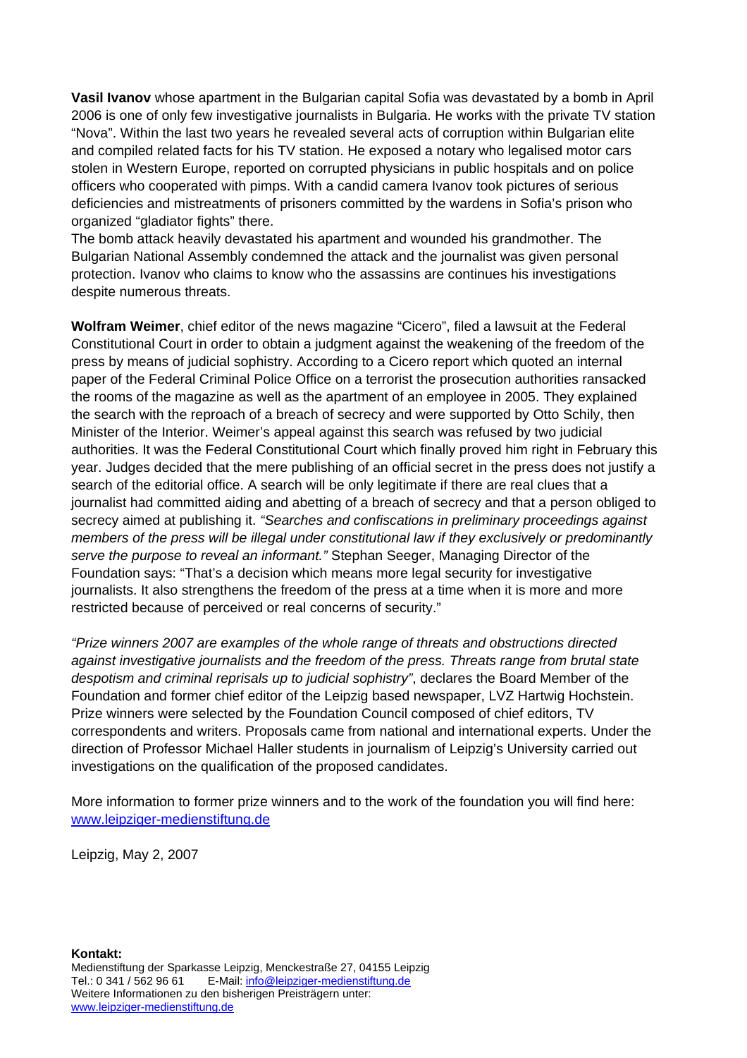**Vasil Ivanov** whose apartment in the Bulgarian capital Sofia was devastated by a bomb in April 2006 is one of only few investigative journalists in Bulgaria. He works with the private TV station "Nova". Within the last two years he revealed several acts of corruption within Bulgarian elite and compiled related facts for his TV station. He exposed a notary who legalised motor cars stolen in Western Europe, reported on corrupted physicians in public hospitals and on police officers who cooperated with pimps. With a candid camera Ivanov took pictures of serious deficiencies and mistreatments of prisoners committed by the wardens in Sofia's prison who organized "gladiator fights" there.
The bomb attack heavily devastated his apartment and wounded his grandmother. The Bulgarian National Assembly condemned the attack and the journalist was given personal protection. Ivanov who claims to know who the assassins are continues his investigations despite numerous threats.

**Wolfram Weimer**, chief editor of the news magazine "Cicero", filed a lawsuit at the Federal Constitutional Court in order to obtain a judgment against the weakening of the freedom of the press by means of judicial sophistry. According to a Cicero report which quoted an internal paper of the Federal Criminal Police Office on a terrorist the prosecution authorities ransacked the rooms of the magazine as well as the apartment of an employee in 2005. They explained the search with the reproach of a breach of secrecy and were supported by Otto Schily, then Minister of the Interior. Weimer's appeal against this search was refused by two judicial authorities. It was the Federal Constitutional Court which finally proved him right in February this year. Judges decided that the mere publishing of an official secret in the press does not justify a search of the editorial office. A search will be only legitimate if there are real clues that a journalist had committed aiding and abetting of a breach of secrecy and that a person obliged to secrecy aimed at publishing it. *"Searches and confiscations in preliminary proceedings against members of the press will be illegal under constitutional law if they exclusively or predominantly serve the purpose to reveal an informant."* Stephan Seeger, Managing Director of the Foundation says: "That's a decision which means more legal security for investigative journalists. It also strengthens the freedom of the press at a time when it is more and more restricted because of perceived or real concerns of security."

*"Prize winners 2007 are examples of the whole range of threats and obstructions directed against investigative journalists and the freedom of the press. Threats range from brutal state despotism and criminal reprisals up to judicial sophistry"*, declares the Board Member of the Foundation and former chief editor of the Leipzig based newspaper, LVZ Hartwig Hochstein. Prize winners were selected by the Foundation Council composed of chief editors, TV correspondents and writers. Proposals came from national and international experts. Under the direction of Professor Michael Haller students in journalism of Leipzig's University carried out investigations on the qualification of the proposed candidates.

More information to former prize winners and to the work of the foundation you will find here: www.leipziger-medienstiftung.de

Leipzig, May 2, 2007

**Kontakt:**
Medienstiftung der Sparkasse Leipzig, Menckestraße 27, 04155 Leipzig
Tel.: 0 341 / 562 96 61 E-Mail: info@leipziger-medienstiftung.de
Weitere Informationen zu den bisherigen Preisträgern unter:
www.leipziger-medienstiftung.de